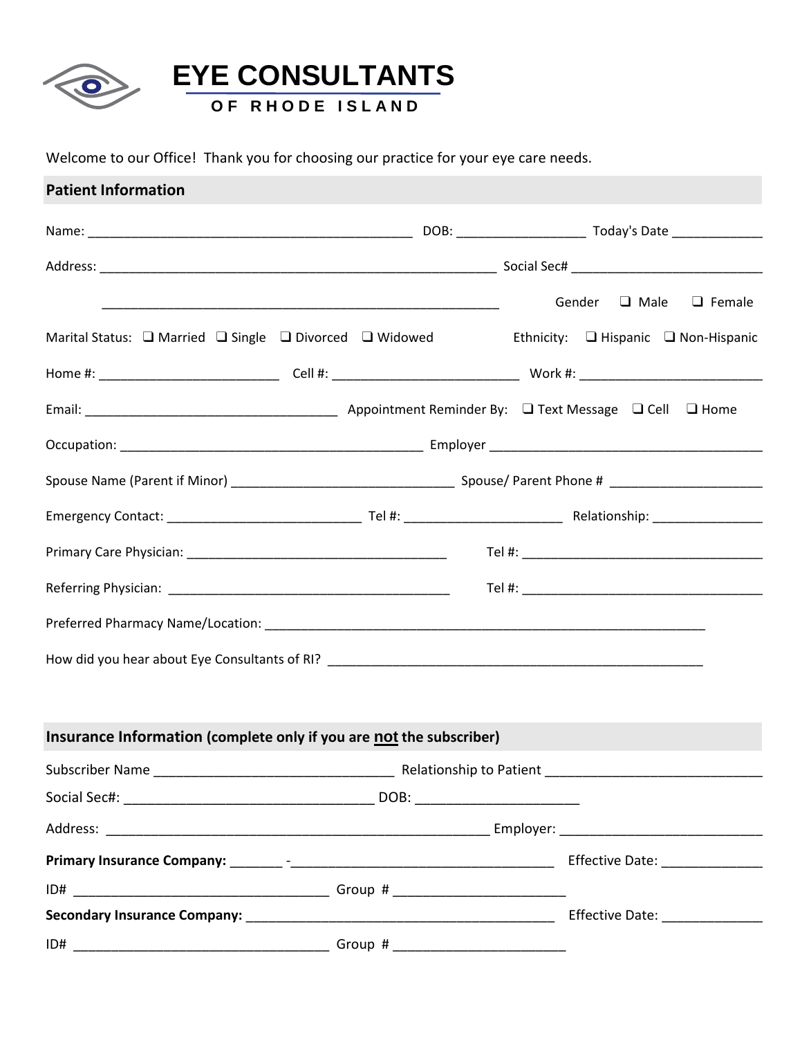# EYE CONSULTANTS

OF RHODE ISLAND

Welcome to our Office! Thank you for choosing our practice for your eye care needs.

## Patient Information

Name: _____________________________________________ DOB: _________________ Today's Date ____________

Address: _______________________________________________________ Social Sec# __________________________

_______________________________________________________ Gender ❑ Male ❑ Female

Marital Status: ❑ Married ❑ Single ❑ Divorced ❑ Widowed Ethnicity: ❑ Hispanic ❑ Non-Hispanic

Home #: ________________________ Cell #: _________________________ Work #: ________________________

Email: __________________________________ Appointment Reminder By: ❑ Text Message ❑ Cell ❑ Home

Occupation: _________________________________________ Employer ___________________________________

Spouse Name (Parent if Minor) ______________________________ Spouse/ Parent Phone # ____________________

Emergency Contact: __________________________ Tel #: _____________________ Relationship: _______________

Primary Care Physician: ___________________________________ Tel #: _________________________________

Referring Physician: ______________________________________ Tel #: _________________________________

Preferred Pharmacy Name/Location: ____________________________________________________________

How did you hear about Eye Consultants of RI? ___________________________________________________

## Insurance Information (complete only if you are not the subscriber)

Subscriber Name _________________________________ Relationship to Patient _____________________________

Social Sec#: __________________________________ DOB: ______________________

Address: _____________________________________________________ Employer: ___________________________

**Primary Insurance Company:** _______ -___________________________________ Effective Date: _____________

ID# ___________________________________ Group # _______________________

**Secondary Insurance Company:** __________________________________________ Effective Date: _____________

ID# ___________________________________ Group # _______________________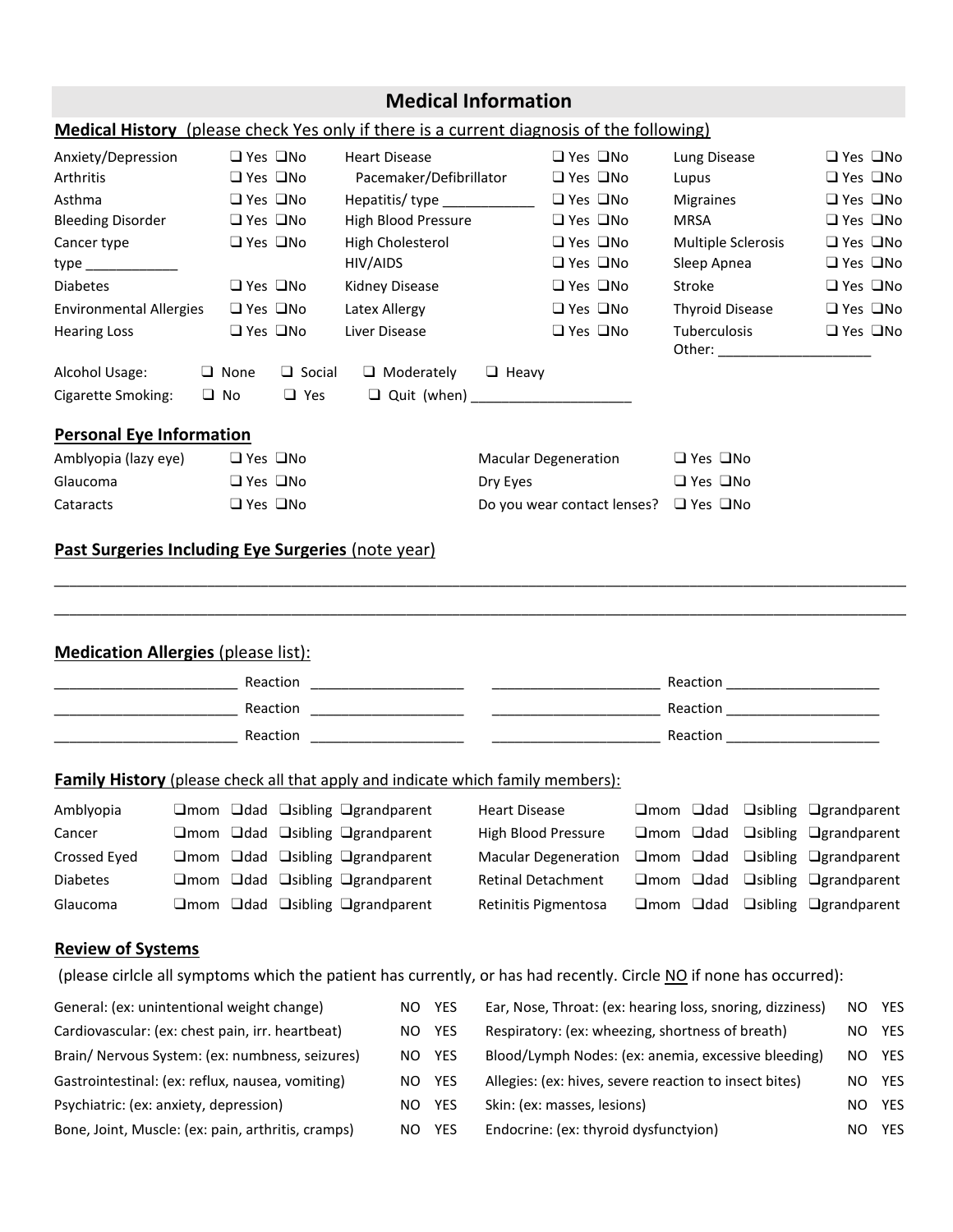## Medical Information

**Medical History** (please check Yes only if there is a current diagnosis of the following)

| | | | | | |
|---|---|---|---|---|---|
| Anxiety/Depression | ❑ Yes ❑No | Heart Disease | ❑ Yes ❑No | Lung Disease | ❑ Yes ❑No |
| Arthritis | ❑ Yes ❑No | Pacemaker/Defibrillator | ❑ Yes ❑No | Lupus | ❑ Yes ❑No |
| Asthma | ❑ Yes ❑No | Hepatitis/ type ____________ | ❑ Yes ❑No | Migraines | ❑ Yes ❑No |
| Bleeding Disorder | ❑ Yes ❑No | High Blood Pressure | ❑ Yes ❑No | MRSA | ❑ Yes ❑No |
| Cancer type | ❑ Yes ❑No | High Cholesterol | ❑ Yes ❑No | Multiple Sclerosis | ❑ Yes ❑No |
| type ____________ | | HIV/AIDS | ❑ Yes ❑No | Sleep Apnea | ❑ Yes ❑No |
| Diabetes | ❑ Yes ❑No | Kidney Disease | ❑ Yes ❑No | Stroke | ❑ Yes ❑No |
| Environmental Allergies | ❑ Yes ❑No | Latex Allergy | ❑ Yes ❑No | Thyroid Disease | ❑ Yes ❑No |
| Hearing Loss | ❑ Yes ❑No | Liver Disease | ❑ Yes ❑No | Tuberculosis | ❑ Yes ❑No |
| | | | | Other: ____________________ | |

Alcohol Usage: ❑ None ❑ Social ❑ Moderately ❑ Heavy

Cigarette Smoking: ❑ No ❑ Yes ❑ Quit (when) ____________________

**Personal Eye Information**

| | | | |
|---|---|---|---|
| Amblyopia (lazy eye) | ❑ Yes ❑No | Macular Degeneration | ❑ Yes ❑No |
| Glaucoma | ❑ Yes ❑No | Dry Eyes | ❑ Yes ❑No |
| Cataracts | ❑ Yes ❑No | Do you wear contact lenses? | ❑ Yes ❑No |

**Past Surgeries Including Eye Surgeries** (note year)

______________________________________________________________________________________________

______________________________________________________________________________________________

**Medication Allergies** (please list):

| | | | |
|---|---|---|---|
| ______________________ | Reaction ____________________ | ______________________ | Reaction ____________________ |
| ______________________ | Reaction ____________________ | ______________________ | Reaction ____________________ |
| ______________________ | Reaction ____________________ | ______________________ | Reaction ____________________ |

**Family History** (please check all that apply and indicate which family members):

| | | | |
|---|---|---|---|
| Amblyopia | ❑mom ❑dad ❑sibling ❑grandparent | Heart Disease | ❑mom ❑dad ❑sibling ❑grandparent |
| Cancer | ❑mom ❑dad ❑sibling ❑grandparent | High Blood Pressure | ❑mom ❑dad ❑sibling ❑grandparent |
| Crossed Eyed | ❑mom ❑dad ❑sibling ❑grandparent | Macular Degeneration | ❑mom ❑dad ❑sibling ❑grandparent |
| Diabetes | ❑mom ❑dad ❑sibling ❑grandparent | Retinal Detachment | ❑mom ❑dad ❑sibling ❑grandparent |
| Glaucoma | ❑mom ❑dad ❑sibling ❑grandparent | Retinitis Pigmentosa | ❑mom ❑dad ❑sibling ❑grandparent |

**Review of Systems**

(please cirlcle all symptoms which the patient has currently, or has had recently. Circle NO if none has occurred):

| | | | | | |
|---|---|---|---|---|---|
| General: (ex: unintentional weight change) | NO | YES | Ear, Nose, Throat: (ex: hearing loss, snoring, dizziness) | NO | YES |
| Cardiovascular: (ex: chest pain, irr. heartbeat) | NO | YES | Respiratory: (ex: wheezing, shortness of breath) | NO | YES |
| Brain/ Nervous System: (ex: numbness, seizures) | NO | YES | Blood/Lymph Nodes: (ex: anemia, excessive bleeding) | NO | YES |
| Gastrointestinal: (ex: reflux, nausea, vomiting) | NO | YES | Allegies: (ex: hives, severe reaction to insect bites) | NO | YES |
| Psychiatric: (ex: anxiety, depression) | NO | YES | Skin: (ex: masses, lesions) | NO | YES |
| Bone, Joint, Muscle: (ex: pain, arthritis, cramps) | NO | YES | Endocrine: (ex: thyroid dysfunctyion) | NO | YES |